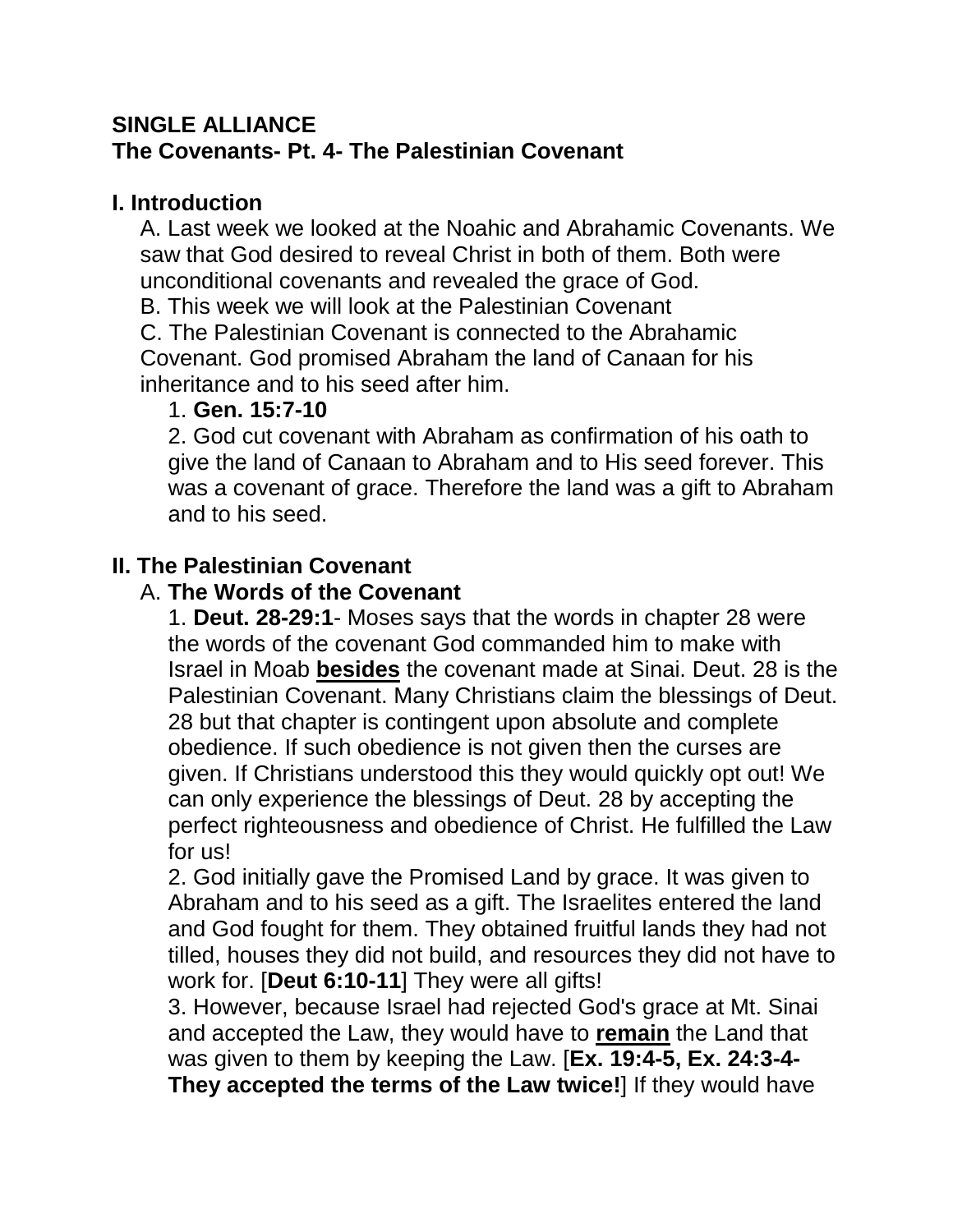**SINGLE ALLIANCE**
**The Covenants- Pt. 4- The Palestinian Covenant**

## I. Introduction

A. Last week we looked at the Noahic and Abrahamic Covenants. We saw that God desired to reveal Christ in both of them. Both were unconditional covenants and revealed the grace of God.

B. This week we will look at the Palestinian Covenant

C. The Palestinian Covenant is connected to the Abrahamic Covenant. God promised Abraham the land of Canaan for his inheritance and to his seed after him.

1. **Gen. 15:7-10**

2. God cut covenant with Abraham as confirmation of his oath to give the land of Canaan to Abraham and to His seed forever. This was a covenant of grace. Therefore the land was a gift to Abraham and to his seed.

## II. The Palestinian Covenant

A. **The Words of the Covenant**

1. **Deut. 28-29:1**- Moses says that the words in chapter 28 were the words of the covenant God commanded him to make with Israel in Moab **besides** the covenant made at Sinai. Deut. 28 is the Palestinian Covenant. Many Christians claim the blessings of Deut. 28 but that chapter is contingent upon absolute and complete obedience. If such obedience is not given then the curses are given. If Christians understood this they would quickly opt out! We can only experience the blessings of Deut. 28 by accepting the perfect righteousness and obedience of Christ. He fulfilled the Law for us!

2. God initially gave the Promised Land by grace. It was given to Abraham and to his seed as a gift. The Israelites entered the land and God fought for them. They obtained fruitful lands they had not tilled, houses they did not build, and resources they did not have to work for. [**Deut 6:10-11**] They were all gifts!

3. However, because Israel had rejected God's grace at Mt. Sinai and accepted the Law, they would have to **remain** the Land that was given to them by keeping the Law. [**Ex. 19:4-5, Ex. 24:3-4- They accepted the terms of the Law twice!**] If they would have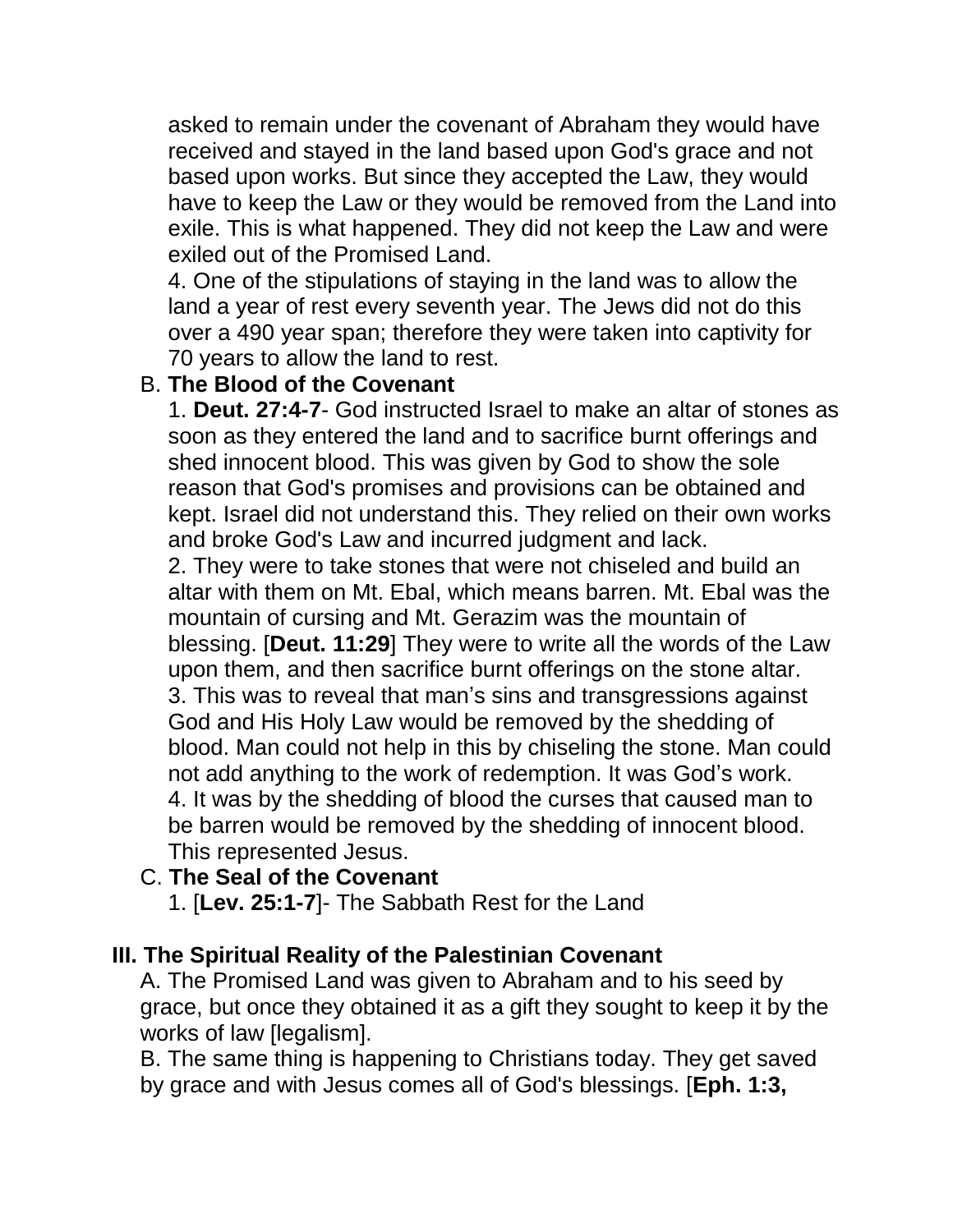asked to remain under the covenant of Abraham they would have received and stayed in the land based upon God's grace and not based upon works. But since they accepted the Law, they would have to keep the Law or they would be removed from the Land into exile. This is what happened. They did not keep the Law and were exiled out of the Promised Land.

4. One of the stipulations of staying in the land was to allow the land a year of rest every seventh year. The Jews did not do this over a 490 year span; therefore they were taken into captivity for 70 years to allow the land to rest.

B. **The Blood of the Covenant**

1. **Deut. 27:4-7**- God instructed Israel to make an altar of stones as soon as they entered the land and to sacrifice burnt offerings and shed innocent blood. This was given by God to show the sole reason that God's promises and provisions can be obtained and kept. Israel did not understand this. They relied on their own works and broke God's Law and incurred judgment and lack.

2. They were to take stones that were not chiseled and build an altar with them on Mt. Ebal, which means barren. Mt. Ebal was the mountain of cursing and Mt. Gerazim was the mountain of blessing. [**Deut. 11:29**] They were to write all the words of the Law upon them, and then sacrifice burnt offerings on the stone altar.

3. This was to reveal that man's sins and transgressions against God and His Holy Law would be removed by the shedding of blood. Man could not help in this by chiseling the stone. Man could not add anything to the work of redemption. It was God's work.

4. It was by the shedding of blood the curses that caused man to be barren would be removed by the shedding of innocent blood. This represented Jesus.

C. **The Seal of the Covenant**

1. [**Lev. 25:1-7**]- The Sabbath Rest for the Land

### III. The Spiritual Reality of the Palestinian Covenant

A. The Promised Land was given to Abraham and to his seed by grace, but once they obtained it as a gift they sought to keep it by the works of law [legalism].

B. The same thing is happening to Christians today. They get saved by grace and with Jesus comes all of God's blessings. [**Eph. 1:3,**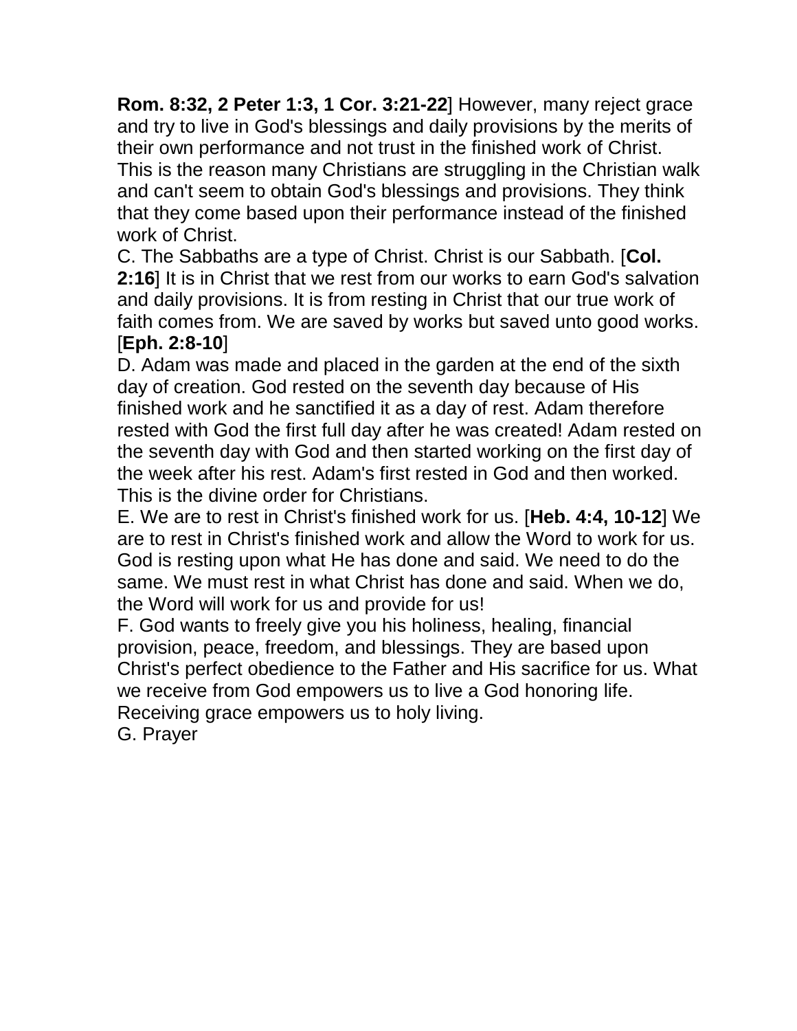**Rom. 8:32, 2 Peter 1:3, 1 Cor. 3:21-22**] However, many reject grace and try to live in God's blessings and daily provisions by the merits of their own performance and not trust in the finished work of Christ. This is the reason many Christians are struggling in the Christian walk and can't seem to obtain God's blessings and provisions. They think that they come based upon their performance instead of the finished work of Christ.

C. The Sabbaths are a type of Christ. Christ is our Sabbath. [**Col. 2:16**] It is in Christ that we rest from our works to earn God's salvation and daily provisions. It is from resting in Christ that our true work of faith comes from. We are saved by works but saved unto good works. [**Eph. 2:8-10**]

D. Adam was made and placed in the garden at the end of the sixth day of creation. God rested on the seventh day because of His finished work and he sanctified it as a day of rest. Adam therefore rested with God the first full day after he was created! Adam rested on the seventh day with God and then started working on the first day of the week after his rest. Adam's first rested in God and then worked. This is the divine order for Christians.

E. We are to rest in Christ's finished work for us. [**Heb. 4:4, 10-12**] We are to rest in Christ's finished work and allow the Word to work for us. God is resting upon what He has done and said. We need to do the same. We must rest in what Christ has done and said. When we do, the Word will work for us and provide for us!

F. God wants to freely give you his holiness, healing, financial provision, peace, freedom, and blessings. They are based upon Christ's perfect obedience to the Father and His sacrifice for us. What we receive from God empowers us to live a God honoring life. Receiving grace empowers us to holy living.

G. Prayer